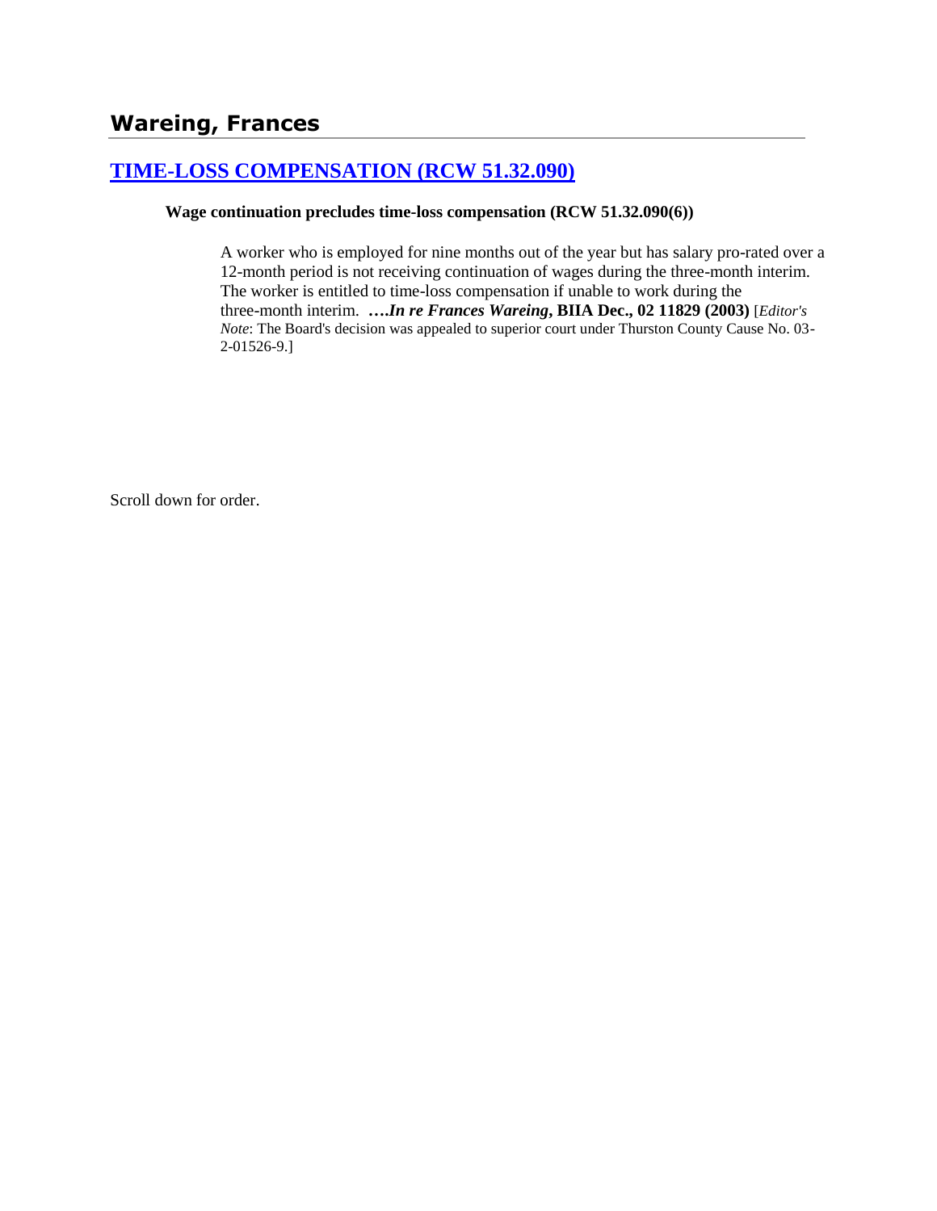## Wareing, Frances

### [TIME-LOSS COMPENSATION (RCW 51.32.090)]

**Wage continuation precludes time-loss compensation (RCW 51.32.090(6))**

> A worker who is employed for nine months out of the year but has salary pro-rated over a 12-month period is not receiving continuation of wages during the three-month interim. The worker is entitled to time-loss compensation if unable to work during the three-month interim. **….*In re Frances Wareing*, BIIA Dec., 02 11829 (2003)** [*Editor's Note*: The Board's decision was appealed to superior court under Thurston County Cause No. 03-2-01526-9.]

Scroll down for order.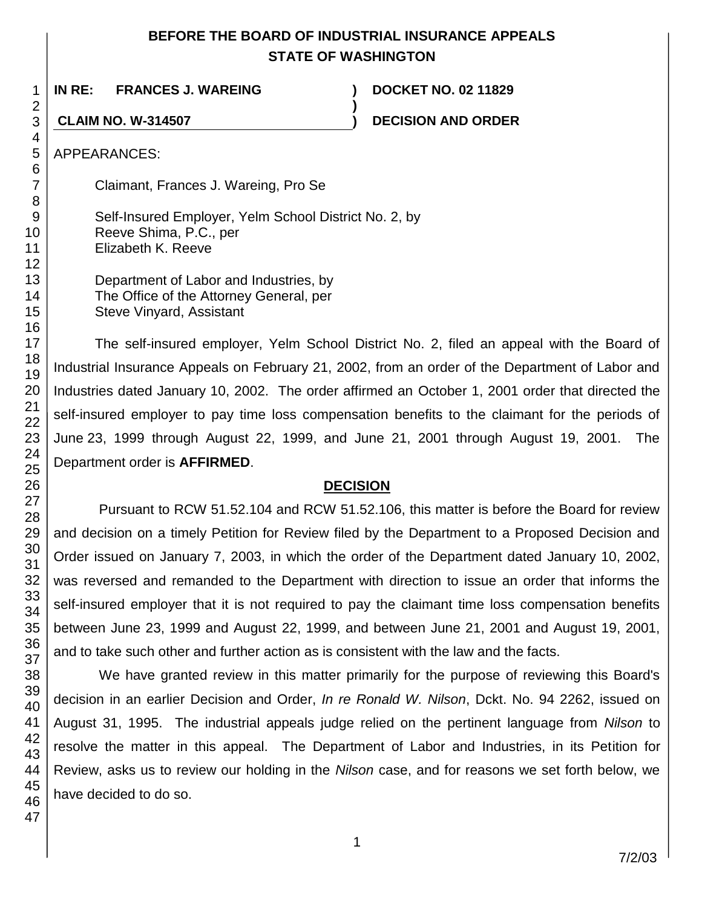**BEFORE THE BOARD OF INDUSTRIAL INSURANCE APPEALS**
**STATE OF WASHINGTON**

**IN RE: FRANCES J. WAREING** ) **DOCKET NO. 02 11829**
)
**CLAIM NO. W-314507** ) **DECISION AND ORDER**

APPEARANCES:

Claimant, Frances J. Wareing, Pro Se

Self-Insured Employer, Yelm School District No. 2, by
Reeve Shima, P.C., per
Elizabeth K. Reeve

Department of Labor and Industries, by
The Office of the Attorney General, per
Steve Vinyard, Assistant

The self-insured employer, Yelm School District No. 2, filed an appeal with the Board of Industrial Insurance Appeals on February 21, 2002, from an order of the Department of Labor and Industries dated January 10, 2002. The order affirmed an October 1, 2001 order that directed the self-insured employer to pay time loss compensation benefits to the claimant for the periods of June 23, 1999 through August 22, 1999, and June 21, 2001 through August 19, 2001. The Department order is **AFFIRMED**.

## DECISION

Pursuant to RCW 51.52.104 and RCW 51.52.106, this matter is before the Board for review and decision on a timely Petition for Review filed by the Department to a Proposed Decision and Order issued on January 7, 2003, in which the order of the Department dated January 10, 2002, was reversed and remanded to the Department with direction to issue an order that informs the self-insured employer that it is not required to pay the claimant time loss compensation benefits between June 23, 1999 and August 22, 1999, and between June 21, 2001 and August 19, 2001, and to take such other and further action as is consistent with the law and the facts.

We have granted review in this matter primarily for the purpose of reviewing this Board's decision in an earlier Decision and Order, *In re Ronald W. Nilson*, Dckt. No. 94 2262, issued on August 31, 1995. The industrial appeals judge relied on the pertinent language from *Nilson* to resolve the matter in this appeal. The Department of Labor and Industries, in its Petition for Review, asks us to review our holding in the *Nilson* case, and for reasons we set forth below, we have decided to do so.

7/2/03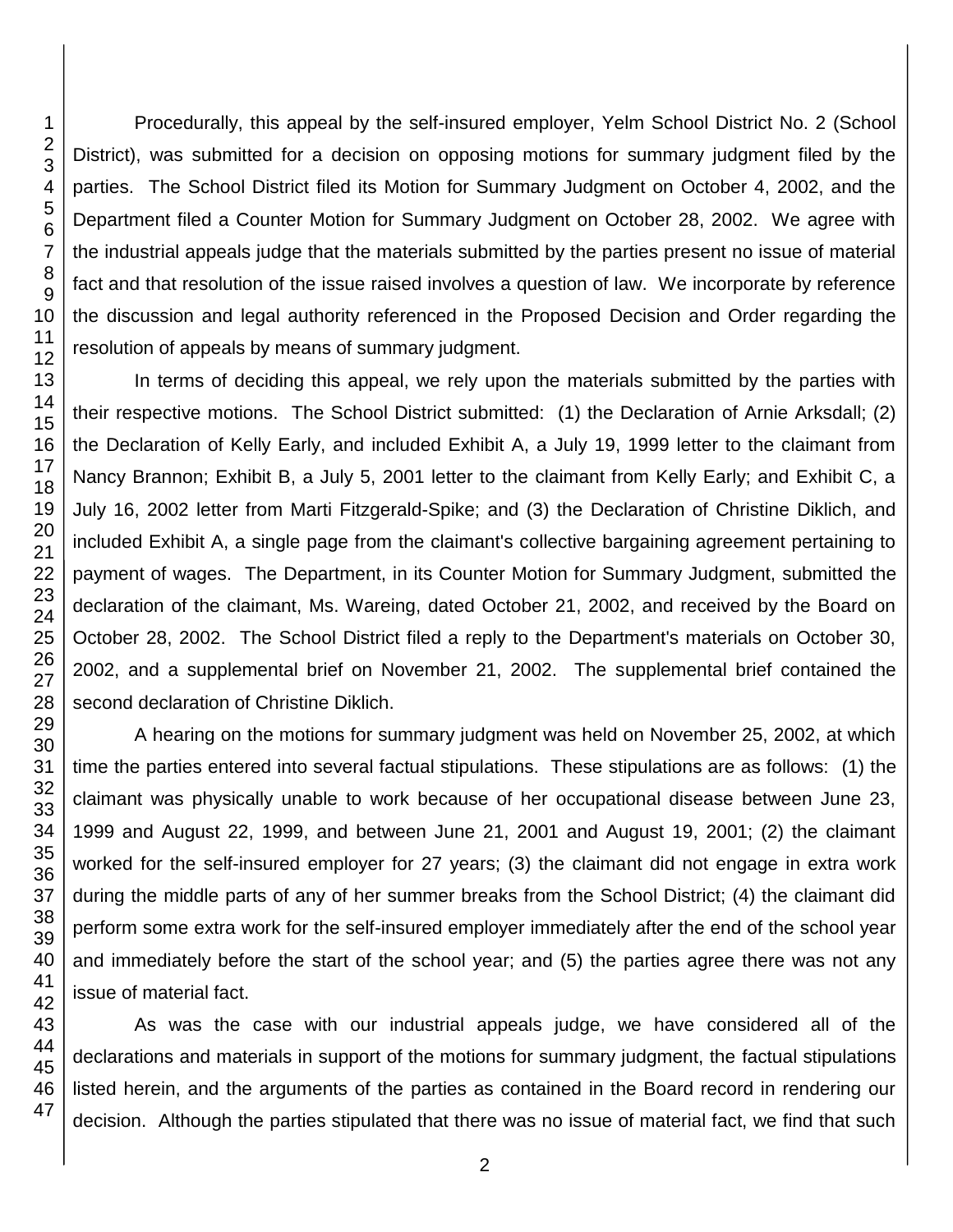Procedurally, this appeal by the self-insured employer, Yelm School District No. 2 (School District), was submitted for a decision on opposing motions for summary judgment filed by the parties. The School District filed its Motion for Summary Judgment on October 4, 2002, and the Department filed a Counter Motion for Summary Judgment on October 28, 2002. We agree with the industrial appeals judge that the materials submitted by the parties present no issue of material fact and that resolution of the issue raised involves a question of law. We incorporate by reference the discussion and legal authority referenced in the Proposed Decision and Order regarding the resolution of appeals by means of summary judgment.

In terms of deciding this appeal, we rely upon the materials submitted by the parties with their respective motions. The School District submitted: (1) the Declaration of Arnie Arksdall; (2) the Declaration of Kelly Early, and included Exhibit A, a July 19, 1999 letter to the claimant from Nancy Brannon; Exhibit B, a July 5, 2001 letter to the claimant from Kelly Early; and Exhibit C, a July 16, 2002 letter from Marti Fitzgerald-Spike; and (3) the Declaration of Christine Diklich, and included Exhibit A, a single page from the claimant's collective bargaining agreement pertaining to payment of wages. The Department, in its Counter Motion for Summary Judgment, submitted the declaration of the claimant, Ms. Wareing, dated October 21, 2002, and received by the Board on October 28, 2002. The School District filed a reply to the Department's materials on October 30, 2002, and a supplemental brief on November 21, 2002. The supplemental brief contained the second declaration of Christine Diklich.

A hearing on the motions for summary judgment was held on November 25, 2002, at which time the parties entered into several factual stipulations. These stipulations are as follows: (1) the claimant was physically unable to work because of her occupational disease between June 23, 1999 and August 22, 1999, and between June 21, 2001 and August 19, 2001; (2) the claimant worked for the self-insured employer for 27 years; (3) the claimant did not engage in extra work during the middle parts of any of her summer breaks from the School District; (4) the claimant did perform some extra work for the self-insured employer immediately after the end of the school year and immediately before the start of the school year; and (5) the parties agree there was not any issue of material fact.

As was the case with our industrial appeals judge, we have considered all of the declarations and materials in support of the motions for summary judgment, the factual stipulations listed herein, and the arguments of the parties as contained in the Board record in rendering our decision. Although the parties stipulated that there was no issue of material fact, we find that such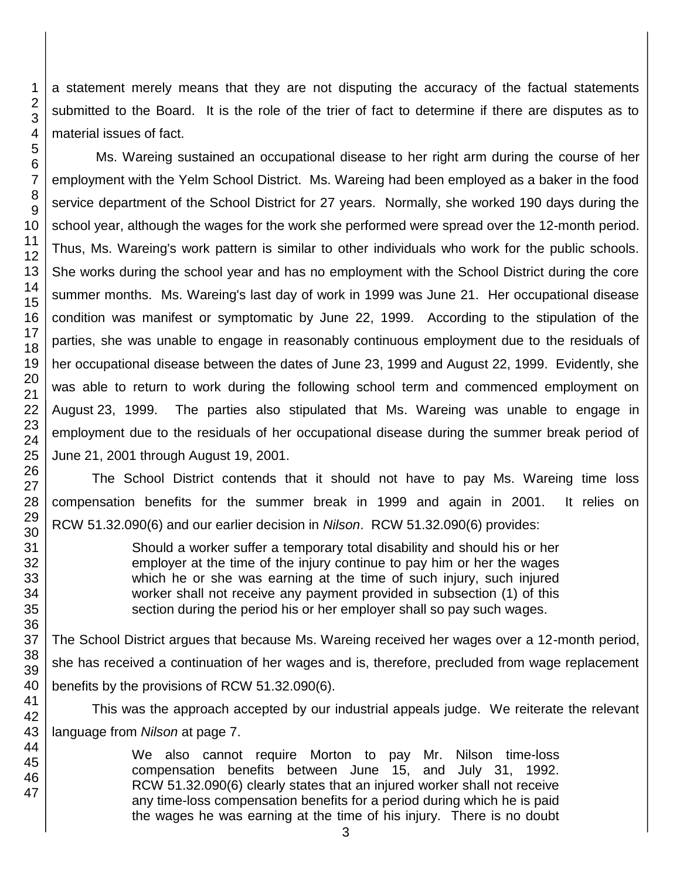a statement merely means that they are not disputing the accuracy of the factual statements submitted to the Board. It is the role of the trier of fact to determine if there are disputes as to material issues of fact.

Ms. Wareing sustained an occupational disease to her right arm during the course of her employment with the Yelm School District. Ms. Wareing had been employed as a baker in the food service department of the School District for 27 years. Normally, she worked 190 days during the school year, although the wages for the work she performed were spread over the 12-month period. Thus, Ms. Wareing's work pattern is similar to other individuals who work for the public schools. She works during the school year and has no employment with the School District during the core summer months. Ms. Wareing's last day of work in 1999 was June 21. Her occupational disease condition was manifest or symptomatic by June 22, 1999. According to the stipulation of the parties, she was unable to engage in reasonably continuous employment due to the residuals of her occupational disease between the dates of June 23, 1999 and August 22, 1999. Evidently, she was able to return to work during the following school term and commenced employment on August 23, 1999. The parties also stipulated that Ms. Wareing was unable to engage in employment due to the residuals of her occupational disease during the summer break period of June 21, 2001 through August 19, 2001.

The School District contends that it should not have to pay Ms. Wareing time loss compensation benefits for the summer break in 1999 and again in 2001. It relies on RCW 51.32.090(6) and our earlier decision in *Nilson*. RCW 51.32.090(6) provides:

> Should a worker suffer a temporary total disability and should his or her employer at the time of the injury continue to pay him or her the wages which he or she was earning at the time of such injury, such injured worker shall not receive any payment provided in subsection (1) of this section during the period his or her employer shall so pay such wages.

The School District argues that because Ms. Wareing received her wages over a 12-month period, she has received a continuation of her wages and is, therefore, precluded from wage replacement benefits by the provisions of RCW 51.32.090(6).

This was the approach accepted by our industrial appeals judge. We reiterate the relevant language from *Nilson* at page 7.

> We also cannot require Morton to pay Mr. Nilson time-loss compensation benefits between June 15, and July 31, 1992. RCW 51.32.090(6) clearly states that an injured worker shall not receive any time-loss compensation benefits for a period during which he is paid the wages he was earning at the time of his injury. There is no doubt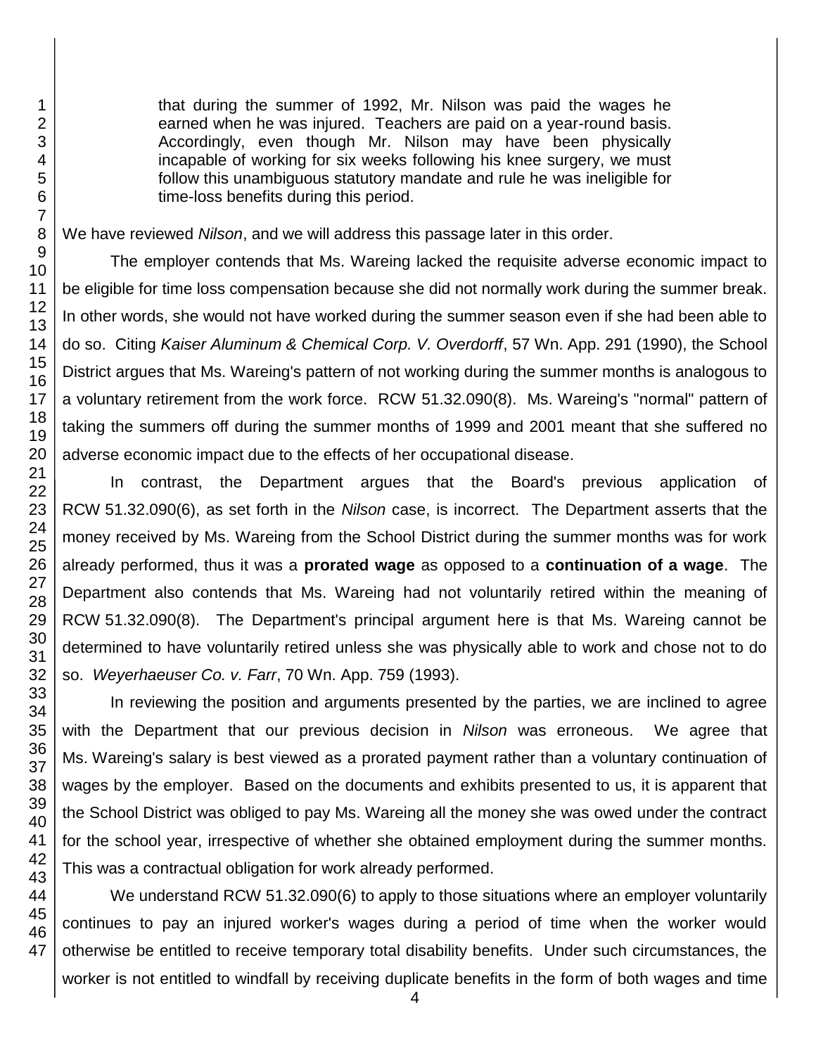> that during the summer of 1992, Mr. Nilson was paid the wages he earned when he was injured. Teachers are paid on a year-round basis. Accordingly, even though Mr. Nilson may have been physically incapable of working for six weeks following his knee surgery, we must follow this unambiguous statutory mandate and rule he was ineligible for time-loss benefits during this period.

We have reviewed *Nilson*, and we will address this passage later in this order.

The employer contends that Ms. Wareing lacked the requisite adverse economic impact to be eligible for time loss compensation because she did not normally work during the summer break. In other words, she would not have worked during the summer season even if she had been able to do so. Citing *Kaiser Aluminum & Chemical Corp. V. Overdorff*, 57 Wn. App. 291 (1990), the School District argues that Ms. Wareing's pattern of not working during the summer months is analogous to a voluntary retirement from the work force. RCW 51.32.090(8). Ms. Wareing's "normal" pattern of taking the summers off during the summer months of 1999 and 2001 meant that she suffered no adverse economic impact due to the effects of her occupational disease.

In contrast, the Department argues that the Board's previous application of RCW 51.32.090(6), as set forth in the *Nilson* case, is incorrect. The Department asserts that the money received by Ms. Wareing from the School District during the summer months was for work already performed, thus it was a **prorated wage** as opposed to a **continuation of a wage**. The Department also contends that Ms. Wareing had not voluntarily retired within the meaning of RCW 51.32.090(8). The Department's principal argument here is that Ms. Wareing cannot be determined to have voluntarily retired unless she was physically able to work and chose not to do so. *Weyerhaeuser Co. v. Farr*, 70 Wn. App. 759 (1993).

In reviewing the position and arguments presented by the parties, we are inclined to agree with the Department that our previous decision in *Nilson* was erroneous. We agree that Ms. Wareing's salary is best viewed as a prorated payment rather than a voluntary continuation of wages by the employer. Based on the documents and exhibits presented to us, it is apparent that the School District was obliged to pay Ms. Wareing all the money she was owed under the contract for the school year, irrespective of whether she obtained employment during the summer months. This was a contractual obligation for work already performed.

We understand RCW 51.32.090(6) to apply to those situations where an employer voluntarily continues to pay an injured worker's wages during a period of time when the worker would otherwise be entitled to receive temporary total disability benefits. Under such circumstances, the worker is not entitled to windfall by receiving duplicate benefits in the form of both wages and time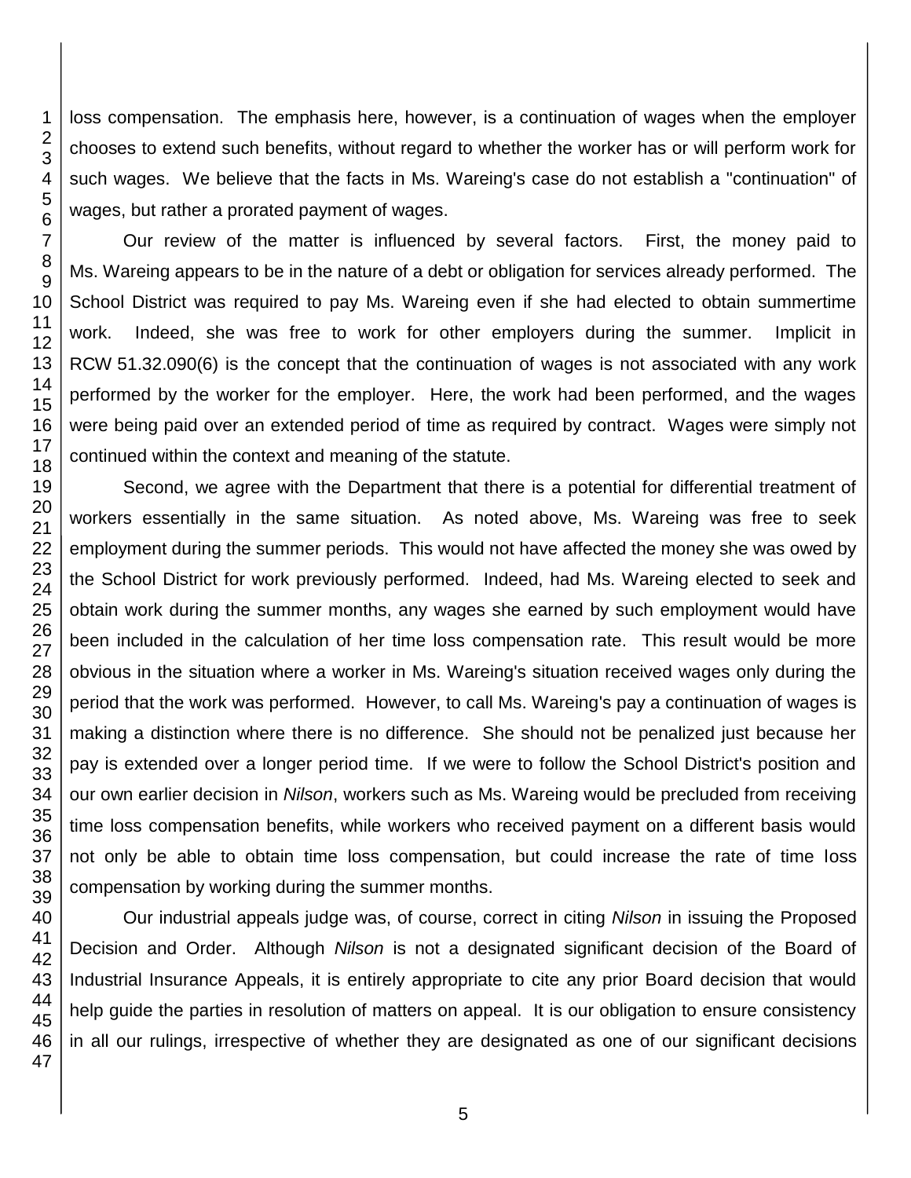loss compensation. The emphasis here, however, is a continuation of wages when the employer chooses to extend such benefits, without regard to whether the worker has or will perform work for such wages. We believe that the facts in Ms. Wareing's case do not establish a "continuation" of wages, but rather a prorated payment of wages.

Our review of the matter is influenced by several factors. First, the money paid to Ms. Wareing appears to be in the nature of a debt or obligation for services already performed. The School District was required to pay Ms. Wareing even if she had elected to obtain summertime work. Indeed, she was free to work for other employers during the summer. Implicit in RCW 51.32.090(6) is the concept that the continuation of wages is not associated with any work performed by the worker for the employer. Here, the work had been performed, and the wages were being paid over an extended period of time as required by contract. Wages were simply not continued within the context and meaning of the statute.

Second, we agree with the Department that there is a potential for differential treatment of workers essentially in the same situation. As noted above, Ms. Wareing was free to seek employment during the summer periods. This would not have affected the money she was owed by the School District for work previously performed. Indeed, had Ms. Wareing elected to seek and obtain work during the summer months, any wages she earned by such employment would have been included in the calculation of her time loss compensation rate. This result would be more obvious in the situation where a worker in Ms. Wareing's situation received wages only during the period that the work was performed. However, to call Ms. Wareing's pay a continuation of wages is making a distinction where there is no difference. She should not be penalized just because her pay is extended over a longer period time. If we were to follow the School District's position and our own earlier decision in *Nilson*, workers such as Ms. Wareing would be precluded from receiving time loss compensation benefits, while workers who received payment on a different basis would not only be able to obtain time loss compensation, but could increase the rate of time loss compensation by working during the summer months.

Our industrial appeals judge was, of course, correct in citing *Nilson* in issuing the Proposed Decision and Order. Although *Nilson* is not a designated significant decision of the Board of Industrial Insurance Appeals, it is entirely appropriate to cite any prior Board decision that would help guide the parties in resolution of matters on appeal. It is our obligation to ensure consistency in all our rulings, irrespective of whether they are designated as one of our significant decisions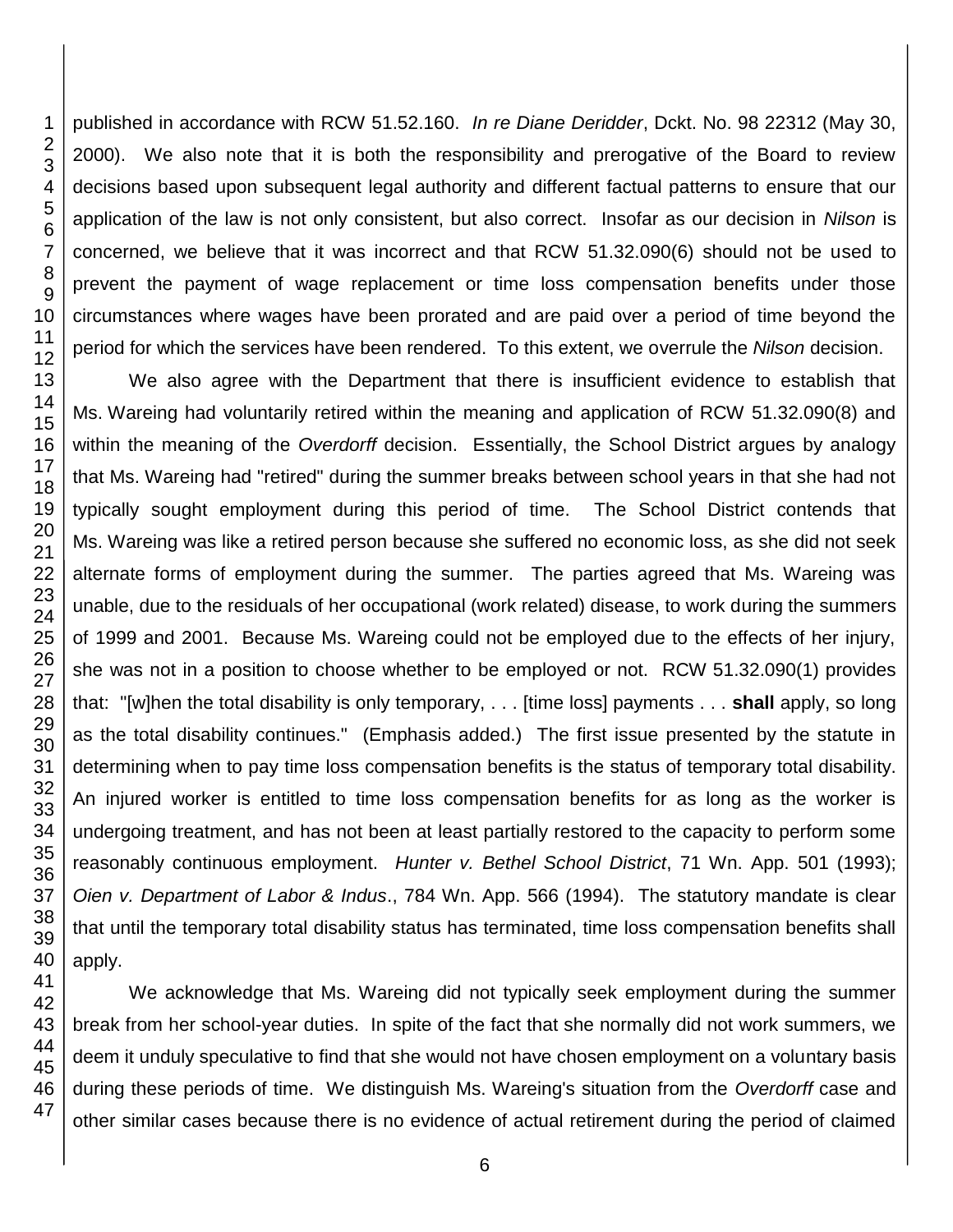published in accordance with RCW 51.52.160. *In re Diane Deridder*, Dckt. No. 98 22312 (May 30, 2000). We also note that it is both the responsibility and prerogative of the Board to review decisions based upon subsequent legal authority and different factual patterns to ensure that our application of the law is not only consistent, but also correct. Insofar as our decision in *Nilson* is concerned, we believe that it was incorrect and that RCW 51.32.090(6) should not be used to prevent the payment of wage replacement or time loss compensation benefits under those circumstances where wages have been prorated and are paid over a period of time beyond the period for which the services have been rendered. To this extent, we overrule the *Nilson* decision.

We also agree with the Department that there is insufficient evidence to establish that Ms. Wareing had voluntarily retired within the meaning and application of RCW 51.32.090(8) and within the meaning of the *Overdorff* decision. Essentially, the School District argues by analogy that Ms. Wareing had "retired" during the summer breaks between school years in that she had not typically sought employment during this period of time. The School District contends that Ms. Wareing was like a retired person because she suffered no economic loss, as she did not seek alternate forms of employment during the summer. The parties agreed that Ms. Wareing was unable, due to the residuals of her occupational (work related) disease, to work during the summers of 1999 and 2001. Because Ms. Wareing could not be employed due to the effects of her injury, she was not in a position to choose whether to be employed or not. RCW 51.32.090(1) provides that: "[w]hen the total disability is only temporary, . . . [time loss] payments . . . **shall** apply, so long as the total disability continues." (Emphasis added.) The first issue presented by the statute in determining when to pay time loss compensation benefits is the status of temporary total disability. An injured worker is entitled to time loss compensation benefits for as long as the worker is undergoing treatment, and has not been at least partially restored to the capacity to perform some reasonably continuous employment. *Hunter v. Bethel School District*, 71 Wn. App. 501 (1993); *Oien v. Department of Labor & Indus*., 784 Wn. App. 566 (1994). The statutory mandate is clear that until the temporary total disability status has terminated, time loss compensation benefits shall apply.

We acknowledge that Ms. Wareing did not typically seek employment during the summer break from her school-year duties. In spite of the fact that she normally did not work summers, we deem it unduly speculative to find that she would not have chosen employment on a voluntary basis during these periods of time. We distinguish Ms. Wareing's situation from the *Overdorff* case and other similar cases because there is no evidence of actual retirement during the period of claimed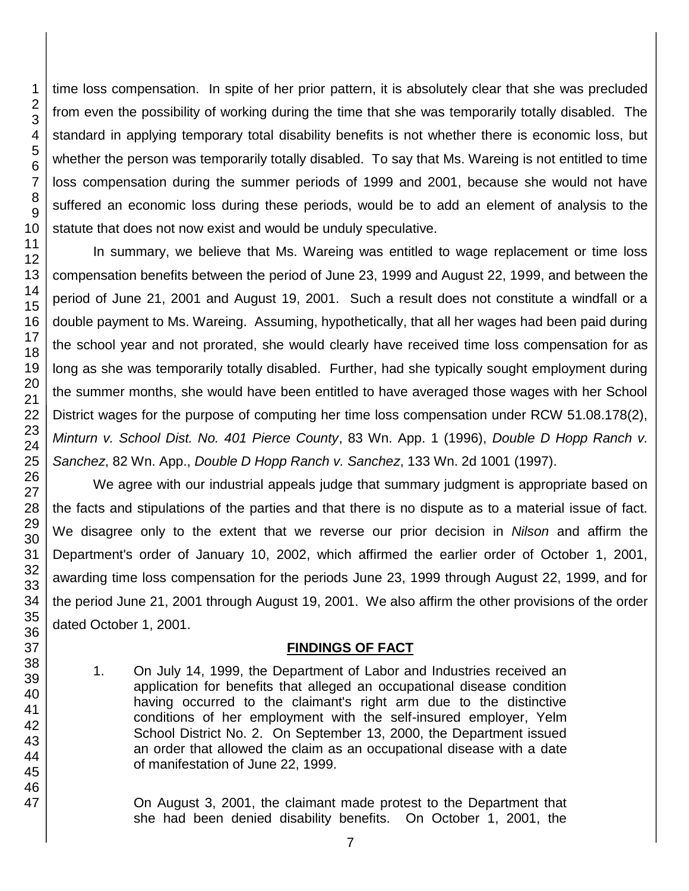time loss compensation. In spite of her prior pattern, it is absolutely clear that she was precluded from even the possibility of working during the time that she was temporarily totally disabled. The standard in applying temporary total disability benefits is not whether there is economic loss, but whether the person was temporarily totally disabled. To say that Ms. Wareing is not entitled to time loss compensation during the summer periods of 1999 and 2001, because she would not have suffered an economic loss during these periods, would be to add an element of analysis to the statute that does not now exist and would be unduly speculative.

In summary, we believe that Ms. Wareing was entitled to wage replacement or time loss compensation benefits between the period of June 23, 1999 and August 22, 1999, and between the period of June 21, 2001 and August 19, 2001. Such a result does not constitute a windfall or a double payment to Ms. Wareing. Assuming, hypothetically, that all her wages had been paid during the school year and not prorated, she would clearly have received time loss compensation for as long as she was temporarily totally disabled. Further, had she typically sought employment during the summer months, she would have been entitled to have averaged those wages with her School District wages for the purpose of computing her time loss compensation under RCW 51.08.178(2), *Minturn v. School Dist. No. 401 Pierce County*, 83 Wn. App. 1 (1996), *Double D Hopp Ranch v. Sanchez*, 82 Wn. App., *Double D Hopp Ranch v. Sanchez*, 133 Wn. 2d 1001 (1997).

We agree with our industrial appeals judge that summary judgment is appropriate based on the facts and stipulations of the parties and that there is no dispute as to a material issue of fact. We disagree only to the extent that we reverse our prior decision in *Nilson* and affirm the Department's order of January 10, 2002, which affirmed the earlier order of October 1, 2001, awarding time loss compensation for the periods June 23, 1999 through August 22, 1999, and for the period June 21, 2001 through August 19, 2001. We also affirm the other provisions of the order dated October 1, 2001.

## FINDINGS OF FACT

1. On July 14, 1999, the Department of Labor and Industries received an application for benefits that alleged an occupational disease condition having occurred to the claimant's right arm due to the distinctive conditions of her employment with the self-insured employer, Yelm School District No. 2. On September 13, 2000, the Department issued an order that allowed the claim as an occupational disease with a date of manifestation of June 22, 1999.

   On August 3, 2001, the claimant made protest to the Department that she had been denied disability benefits. On October 1, 2001, the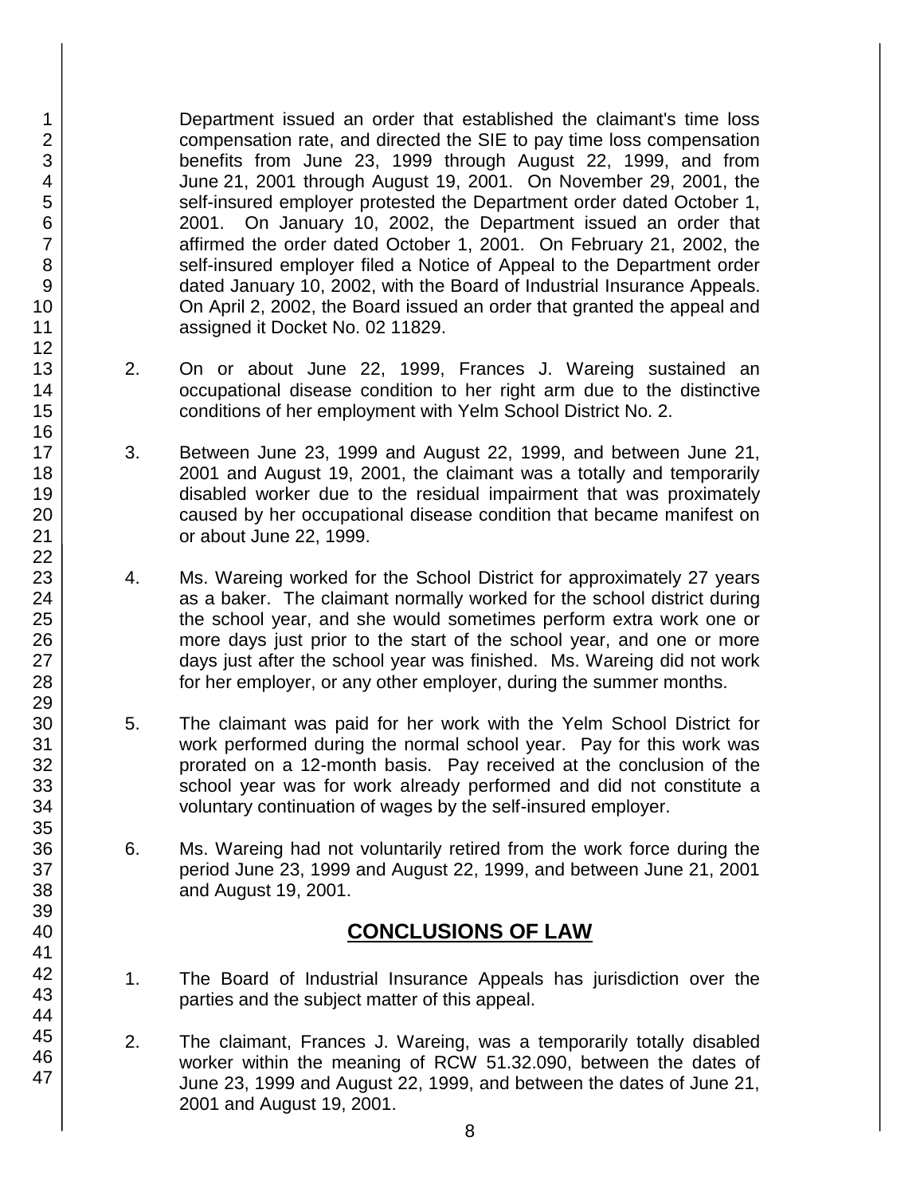Department issued an order that established the claimant's time loss compensation rate, and directed the SIE to pay time loss compensation benefits from June 23, 1999 through August 22, 1999, and from June 21, 2001 through August 19, 2001. On November 29, 2001, the self-insured employer protested the Department order dated October 1, 2001. On January 10, 2002, the Department issued an order that affirmed the order dated October 1, 2001. On February 21, 2002, the self-insured employer filed a Notice of Appeal to the Department order dated January 10, 2002, with the Board of Industrial Insurance Appeals. On April 2, 2002, the Board issued an order that granted the appeal and assigned it Docket No. 02 11829.

2. On or about June 22, 1999, Frances J. Wareing sustained an occupational disease condition to her right arm due to the distinctive conditions of her employment with Yelm School District No. 2.

3. Between June 23, 1999 and August 22, 1999, and between June 21, 2001 and August 19, 2001, the claimant was a totally and temporarily disabled worker due to the residual impairment that was proximately caused by her occupational disease condition that became manifest on or about June 22, 1999.

4. Ms. Wareing worked for the School District for approximately 27 years as a baker. The claimant normally worked for the school district during the school year, and she would sometimes perform extra work one or more days just prior to the start of the school year, and one or more days just after the school year was finished. Ms. Wareing did not work for her employer, or any other employer, during the summer months.

5. The claimant was paid for her work with the Yelm School District for work performed during the normal school year. Pay for this work was prorated on a 12-month basis. Pay received at the conclusion of the school year was for work already performed and did not constitute a voluntary continuation of wages by the self-insured employer.

6. Ms. Wareing had not voluntarily retired from the work force during the period June 23, 1999 and August 22, 1999, and between June 21, 2001 and August 19, 2001.

## CONCLUSIONS OF LAW

1. The Board of Industrial Insurance Appeals has jurisdiction over the parties and the subject matter of this appeal.

2. The claimant, Frances J. Wareing, was a temporarily totally disabled worker within the meaning of RCW 51.32.090, between the dates of June 23, 1999 and August 22, 1999, and between the dates of June 21, 2001 and August 19, 2001.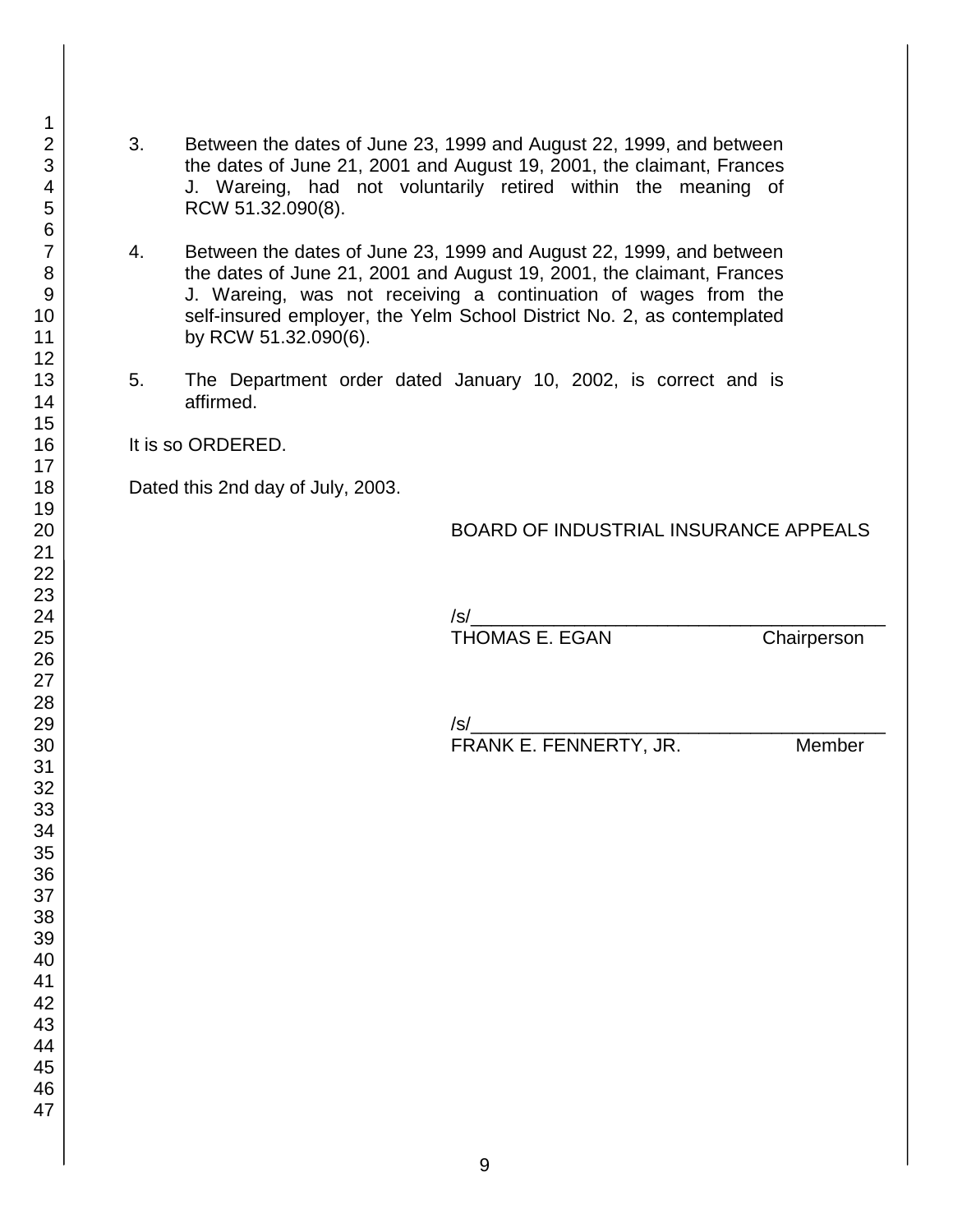3. Between the dates of June 23, 1999 and August 22, 1999, and between the dates of June 21, 2001 and August 19, 2001, the claimant, Frances J. Wareing, had not voluntarily retired within the meaning of RCW 51.32.090(8).

4. Between the dates of June 23, 1999 and August 22, 1999, and between the dates of June 21, 2001 and August 19, 2001, the claimant, Frances J. Wareing, was not receiving a continuation of wages from the self-insured employer, the Yelm School District No. 2, as contemplated by RCW 51.32.090(6).

5. The Department order dated January 10, 2002, is correct and is affirmed.

It is so ORDERED.

Dated this 2nd day of July, 2003.

BOARD OF INDUSTRIAL INSURANCE APPEALS

/s/________________________________________
THOMAS E. EGAN Chairperson

/s/________________________________________
FRANK E. FENNERTY, JR. Member